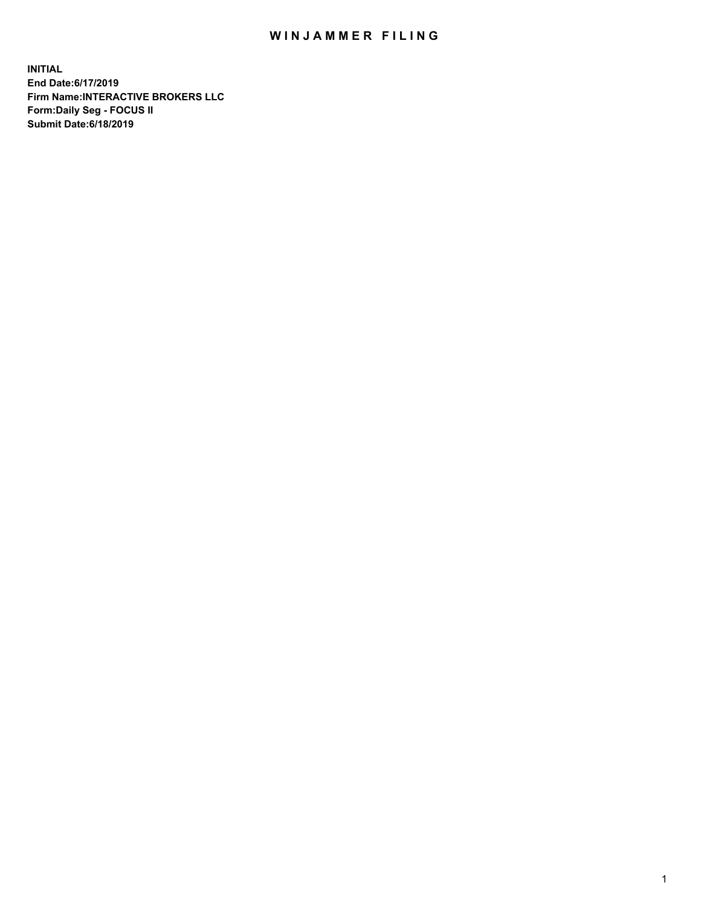# WINJAMMER FILING

**INITIAL**
**End Date:6/17/2019**
**Firm Name:INTERACTIVE BROKERS LLC**
**Form:Daily Seg - FOCUS II**
**Submit Date:6/18/2019**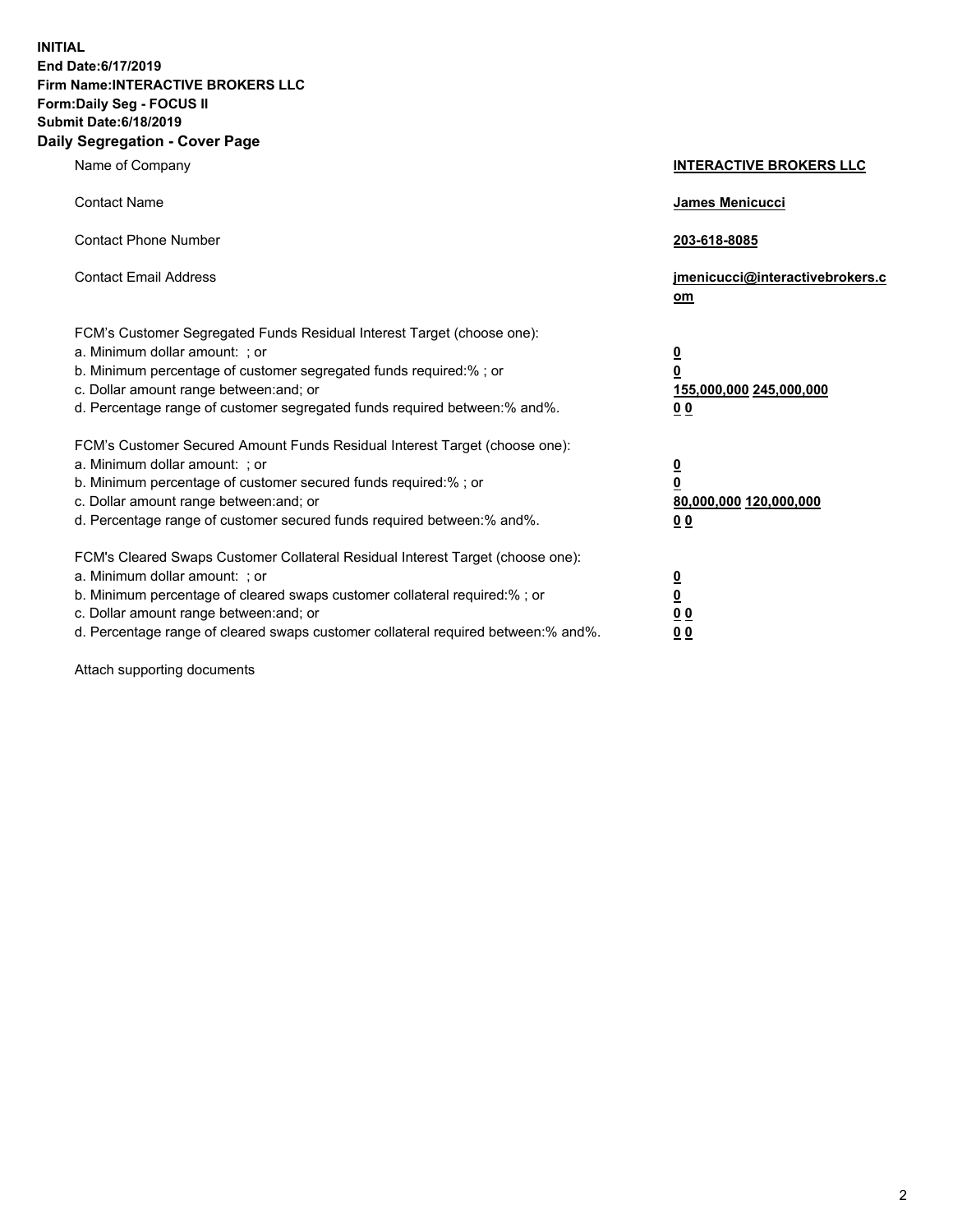**INITIAL**
**End Date:6/17/2019**
**Firm Name:INTERACTIVE BROKERS LLC**
**Form:Daily Seg - FOCUS II**
**Submit Date:6/18/2019**

## Daily Segregation - Cover Page

| | |
|---|---|
| Name of Company | **INTERACTIVE BROKERS LLC** |
| Contact Name | **James Menicucci** |
| Contact Phone Number | **203-618-8085** |
| Contact Email Address | **jmenicucci@interactivebrokers.com** |

FCM's Customer Segregated Funds Residual Interest Target (choose one):

| | |
|---|---|
| a. Minimum dollar amount: ; or | **0** |
| b. Minimum percentage of customer segregated funds required:% ; or | **0** |
| c. Dollar amount range between:and; or | **155,000,000 245,000,000** |
| d. Percentage range of customer segregated funds required between:% and%. | **0 0** |

FCM's Customer Secured Amount Funds Residual Interest Target (choose one):

| | |
|---|---|
| a. Minimum dollar amount: ; or | **0** |
| b. Minimum percentage of customer secured funds required:% ; or | **0** |
| c. Dollar amount range between:and; or | **80,000,000 120,000,000** |
| d. Percentage range of customer secured funds required between:% and%. | **0 0** |

FCM's Cleared Swaps Customer Collateral Residual Interest Target (choose one):

| | |
|---|---|
| a. Minimum dollar amount: ; or | **0** |
| b. Minimum percentage of cleared swaps customer collateral required:% ; or | **0** |
| c. Dollar amount range between:and; or | **0 0** |
| d. Percentage range of cleared swaps customer collateral required between:% and%. | **0 0** |

Attach supporting documents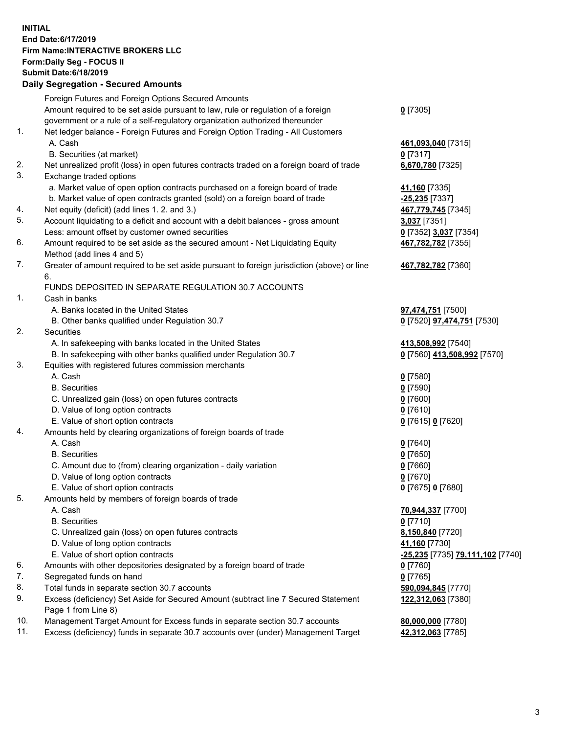**INITIAL**
**End Date:6/17/2019**
**Firm Name:INTERACTIVE BROKERS LLC**
**Form:Daily Seg - FOCUS II**
**Submit Date:6/18/2019**

## Daily Segregation - Secured Amounts

| | | |
|---|---|---|
| | Foreign Futures and Foreign Options Secured Amounts | |
| | Amount required to be set aside pursuant to law, rule or regulation of a foreign government or a rule of a self-regulatory organization authorized thereunder | **0** [7305] |
| 1. | Net ledger balance - Foreign Futures and Foreign Option Trading - All Customers | |
| | A. Cash | **461,093,040** [7315] |
| | B. Securities (at market) | **0** [7317] |
| 2. | Net unrealized profit (loss) in open futures contracts traded on a foreign board of trade | **6,670,780** [7325] |
| 3. | Exchange traded options | |
| | a. Market value of open option contracts purchased on a foreign board of trade | **41,160** [7335] |
| | b. Market value of open contracts granted (sold) on a foreign board of trade | **-25,235** [7337] |
| 4. | Net equity (deficit) (add lines 1. 2. and 3.) | **467,779,745** [7345] |
| 5. | Account liquidating to a deficit and account with a debit balances - gross amount | **3,037** [7351] |
| | Less: amount offset by customer owned securities | **0** [7352] **3,037** [7354] |
| 6. | Amount required to be set aside as the secured amount - Net Liquidating Equity Method (add lines 4 and 5) | **467,782,782** [7355] |
| 7. | Greater of amount required to be set aside pursuant to foreign jurisdiction (above) or line 6. | **467,782,782** [7360] |
| | FUNDS DEPOSITED IN SEPARATE REGULATION 30.7 ACCOUNTS | |
| 1. | Cash in banks | |
| | A. Banks located in the United States | **97,474,751** [7500] |
| | B. Other banks qualified under Regulation 30.7 | **0** [7520] **97,474,751** [7530] |
| 2. | Securities | |
| | A. In safekeeping with banks located in the United States | **413,508,992** [7540] |
| | B. In safekeeping with other banks qualified under Regulation 30.7 | **0** [7560] **413,508,992** [7570] |
| 3. | Equities with registered futures commission merchants | |
| | A. Cash | **0** [7580] |
| | B. Securities | **0** [7590] |
| | C. Unrealized gain (loss) on open futures contracts | **0** [7600] |
| | D. Value of long option contracts | **0** [7610] |
| | E. Value of short option contracts | **0** [7615] **0** [7620] |
| 4. | Amounts held by clearing organizations of foreign boards of trade | |
| | A. Cash | **0** [7640] |
| | B. Securities | **0** [7650] |
| | C. Amount due to (from) clearing organization - daily variation | **0** [7660] |
| | D. Value of long option contracts | **0** [7670] |
| | E. Value of short option contracts | **0** [7675] **0** [7680] |
| 5. | Amounts held by members of foreign boards of trade | |
| | A. Cash | **70,944,337** [7700] |
| | B. Securities | **0** [7710] |
| | C. Unrealized gain (loss) on open futures contracts | **8,150,840** [7720] |
| | D. Value of long option contracts | **41,160** [7730] |
| | E. Value of short option contracts | **-25,235** [7735] **79,111,102** [7740] |
| 6. | Amounts with other depositories designated by a foreign board of trade | **0** [7760] |
| 7. | Segregated funds on hand | **0** [7765] |
| 8. | Total funds in separate section 30.7 accounts | **590,094,845** [7770] |
| 9. | Excess (deficiency) Set Aside for Secured Amount (subtract line 7 Secured Statement Page 1 from Line 8) | **122,312,063** [7380] |
| 10. | Management Target Amount for Excess funds in separate section 30.7 accounts | **80,000,000** [7780] |
| 11. | Excess (deficiency) funds in separate 30.7 accounts over (under) Management Target | **42,312,063** [7785] |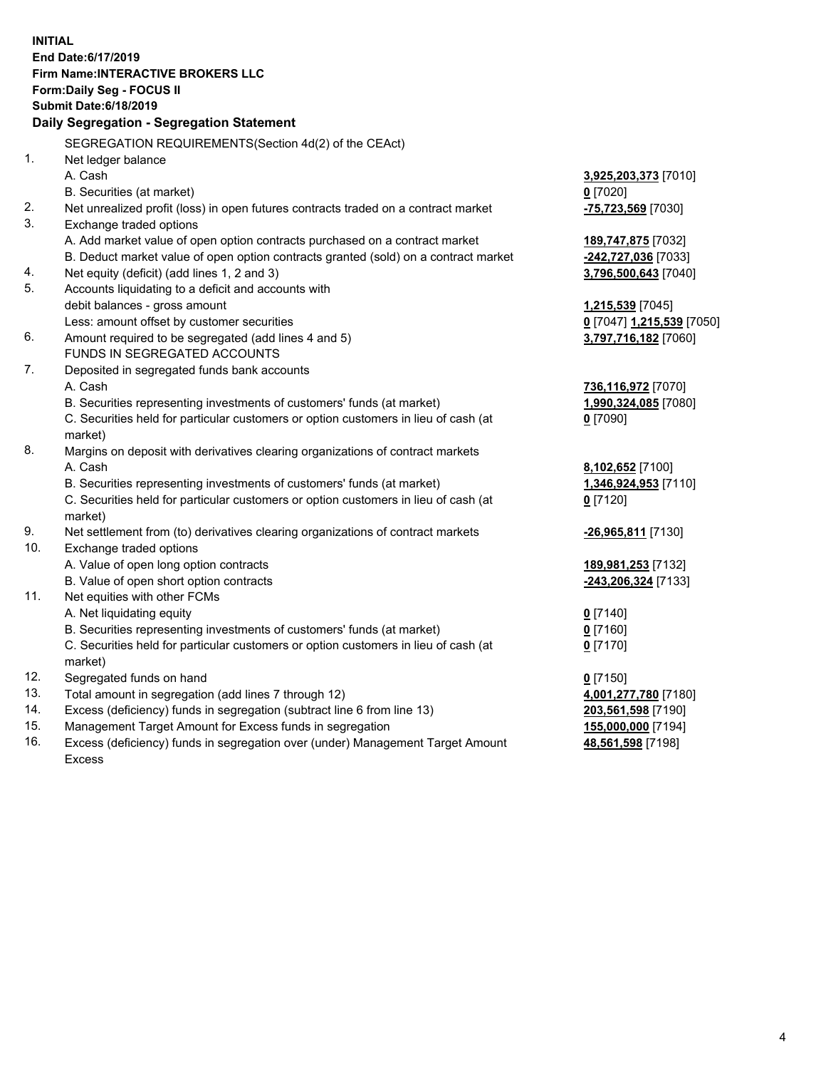**INITIAL**
**End Date:6/17/2019**
**Firm Name:INTERACTIVE BROKERS LLC**
**Form:Daily Seg - FOCUS II**
**Submit Date:6/18/2019**

**Daily Segregation - Segregation Statement**

| | | |
|---|---|---|
| | SEGREGATION REQUIREMENTS(Section 4d(2) of the CEAct) | |
| 1. | Net ledger balance | |
| | A. Cash | **3,925,203,373** [7010] |
| | B. Securities (at market) | **0** [7020] |
| 2. | Net unrealized profit (loss) in open futures contracts traded on a contract market | **-75,723,569** [7030] |
| 3. | Exchange traded options | |
| | A. Add market value of open option contracts purchased on a contract market | **189,747,875** [7032] |
| | B. Deduct market value of open option contracts granted (sold) on a contract market | **-242,727,036** [7033] |
| 4. | Net equity (deficit) (add lines 1, 2 and 3) | **3,796,500,643** [7040] |
| 5. | Accounts liquidating to a deficit and accounts with debit balances - gross amount | **1,215,539** [7045] |
| | Less: amount offset by customer securities | **0** [7047] **1,215,539** [7050] |
| 6. | Amount required to be segregated (add lines 4 and 5) | **3,797,716,182** [7060] |
| | FUNDS IN SEGREGATED ACCOUNTS | |
| 7. | Deposited in segregated funds bank accounts | |
| | A. Cash | **736,116,972** [7070] |
| | B. Securities representing investments of customers' funds (at market) | **1,990,324,085** [7080] |
| | C. Securities held for particular customers or option customers in lieu of cash (at market) | **0** [7090] |
| 8. | Margins on deposit with derivatives clearing organizations of contract markets | |
| | A. Cash | **8,102,652** [7100] |
| | B. Securities representing investments of customers' funds (at market) | **1,346,924,953** [7110] |
| | C. Securities held for particular customers or option customers in lieu of cash (at market) | **0** [7120] |
| 9. | Net settlement from (to) derivatives clearing organizations of contract markets | **-26,965,811** [7130] |
| 10. | Exchange traded options | |
| | A. Value of open long option contracts | **189,981,253** [7132] |
| | B. Value of open short option contracts | **-243,206,324** [7133] |
| 11. | Net equities with other FCMs | |
| | A. Net liquidating equity | **0** [7140] |
| | B. Securities representing investments of customers' funds (at market) | **0** [7160] |
| | C. Securities held for particular customers or option customers in lieu of cash (at market) | **0** [7170] |
| 12. | Segregated funds on hand | **0** [7150] |
| 13. | Total amount in segregation (add lines 7 through 12) | **4,001,277,780** [7180] |
| 14. | Excess (deficiency) funds in segregation (subtract line 6 from line 13) | **203,561,598** [7190] |
| 15. | Management Target Amount for Excess funds in segregation | **155,000,000** [7194] |
| 16. | Excess (deficiency) funds in segregation over (under) Management Target Amount Excess | **48,561,598** [7198] |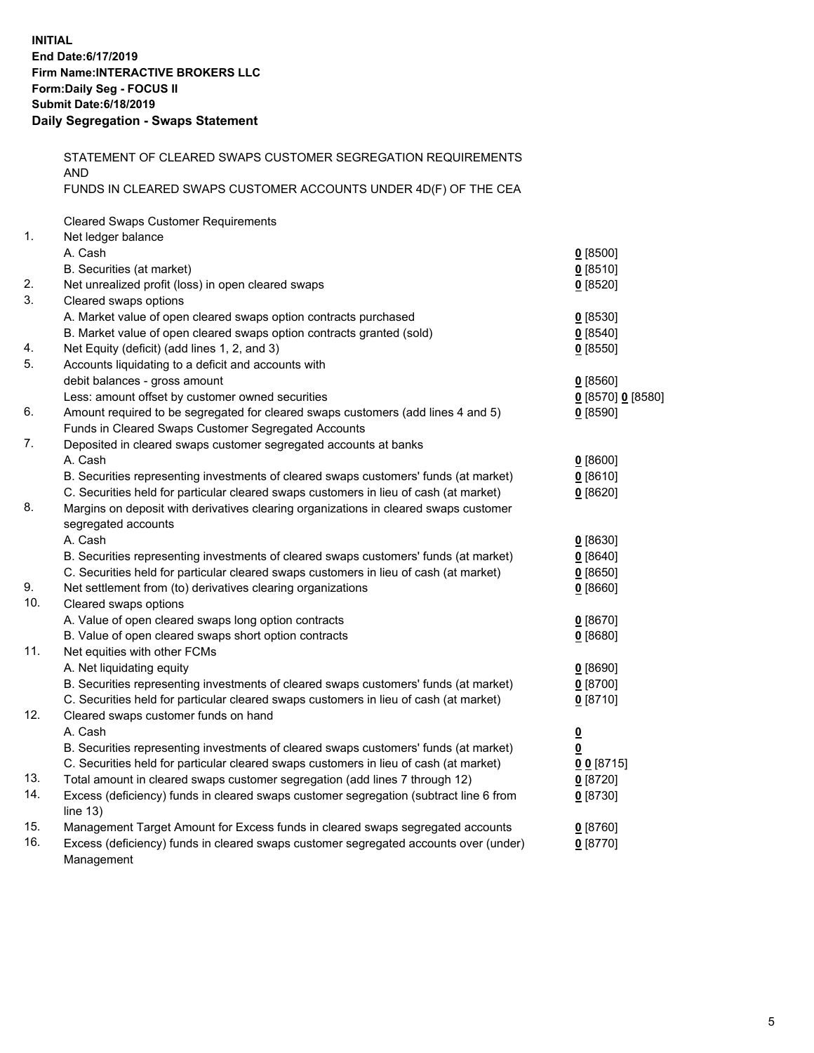**INITIAL**
**End Date:6/17/2019**
**Firm Name:INTERACTIVE BROKERS LLC**
**Form:Daily Seg - FOCUS II**
**Submit Date:6/18/2019**
**Daily Segregation - Swaps Statement**

STATEMENT OF CLEARED SWAPS CUSTOMER SEGREGATION REQUIREMENTS AND FUNDS IN CLEARED SWAPS CUSTOMER ACCOUNTS UNDER 4D(F) OF THE CEA

| | | |
|---|---|---|
| | Cleared Swaps Customer Requirements | |
| 1. | Net ledger balance | |
| | A. Cash | **0** [8500] |
| | B. Securities (at market) | **0** [8510] |
| 2. | Net unrealized profit (loss) in open cleared swaps | **0** [8520] |
| 3. | Cleared swaps options | |
| | A. Market value of open cleared swaps option contracts purchased | **0** [8530] |
| | B. Market value of open cleared swaps option contracts granted (sold) | **0** [8540] |
| 4. | Net Equity (deficit) (add lines 1, 2, and 3) | **0** [8550] |
| 5. | Accounts liquidating to a deficit and accounts with debit balances - gross amount | **0** [8560] |
| | Less: amount offset by customer owned securities | **0** [8570] **0** [8580] |
| 6. | Amount required to be segregated for cleared swaps customers (add lines 4 and 5) | **0** [8590] |
| | Funds in Cleared Swaps Customer Segregated Accounts | |
| 7. | Deposited in cleared swaps customer segregated accounts at banks | |
| | A. Cash | **0** [8600] |
| | B. Securities representing investments of cleared swaps customers' funds (at market) | **0** [8610] |
| | C. Securities held for particular cleared swaps customers in lieu of cash (at market) | **0** [8620] |
| 8. | Margins on deposit with derivatives clearing organizations in cleared swaps customer segregated accounts | |
| | A. Cash | **0** [8630] |
| | B. Securities representing investments of cleared swaps customers' funds (at market) | **0** [8640] |
| | C. Securities held for particular cleared swaps customers in lieu of cash (at market) | **0** [8650] |
| 9. | Net settlement from (to) derivatives clearing organizations | **0** [8660] |
| 10. | Cleared swaps options | |
| | A. Value of open cleared swaps long option contracts | **0** [8670] |
| | B. Value of open cleared swaps short option contracts | **0** [8680] |
| 11. | Net equities with other FCMs | |
| | A. Net liquidating equity | **0** [8690] |
| | B. Securities representing investments of cleared swaps customers' funds (at market) | **0** [8700] |
| | C. Securities held for particular cleared swaps customers in lieu of cash (at market) | **0** [8710] |
| 12. | Cleared swaps customer funds on hand | |
| | A. Cash | **0** |
| | B. Securities representing investments of cleared swaps customers' funds (at market) | **0** |
| | C. Securities held for particular cleared swaps customers in lieu of cash (at market) | **0** **0** [8715] |
| 13. | Total amount in cleared swaps customer segregation (add lines 7 through 12) | **0** [8720] |
| 14. | Excess (deficiency) funds in cleared swaps customer segregation (subtract line 6 from line 13) | **0** [8730] |
| 15. | Management Target Amount for Excess funds in cleared swaps segregated accounts | **0** [8760] |
| 16. | Excess (deficiency) funds in cleared swaps customer segregated accounts over (under) Management | **0** [8770] |